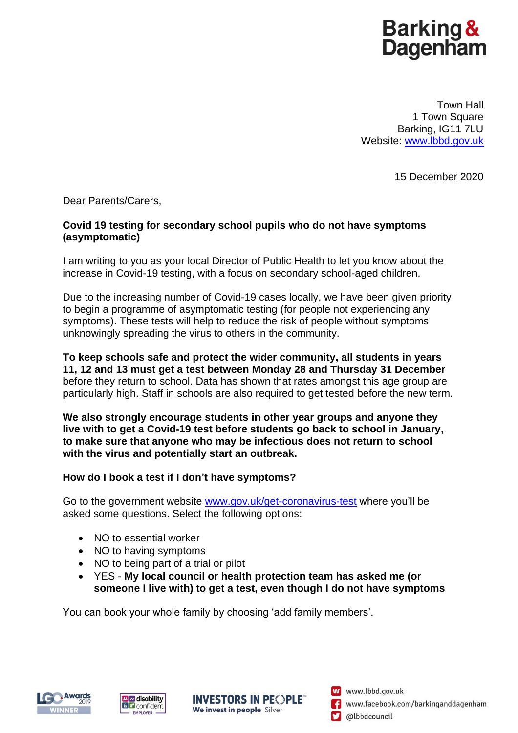**Barking & Dagenham**

Town Hall
1 Town Square
Barking, IG11 7LU
Website: www.lbbd.gov.uk

15 December 2020

Dear Parents/Carers,

**Covid 19 testing for secondary school pupils who do not have symptoms (asymptomatic)**

I am writing to you as your local Director of Public Health to let you know about the increase in Covid-19 testing, with a focus on secondary school-aged children.

Due to the increasing number of Covid-19 cases locally, we have been given priority to begin a programme of asymptomatic testing (for people not experiencing any symptoms). These tests will help to reduce the risk of people without symptoms unknowingly spreading the virus to others in the community.

**To keep schools safe and protect the wider community, all students in years 11, 12 and 13 must get a test between Monday 28 and Thursday 31 December** before they return to school. Data has shown that rates amongst this age group are particularly high. Staff in schools are also required to get tested before the new term.

**We also strongly encourage students in other year groups and anyone they live with to get a Covid-19 test before students go back to school in January, to make sure that anyone who may be infectious does not return to school with the virus and potentially start an outbreak.**

**How do I book a test if I don't have symptoms?**

Go to the government website www.gov.uk/get-coronavirus-test where you'll be asked some questions. Select the following options:

- NO to essential worker
- NO to having symptoms
- NO to being part of a trial or pilot
- YES - **My local council or health protection team has asked me (or someone I live with) to get a test, even though I do not have symptoms**

You can book your whole family by choosing 'add family members'.

www.lbbd.gov.uk
www.facebook.com/barkinganddagenham
@lbbdcouncil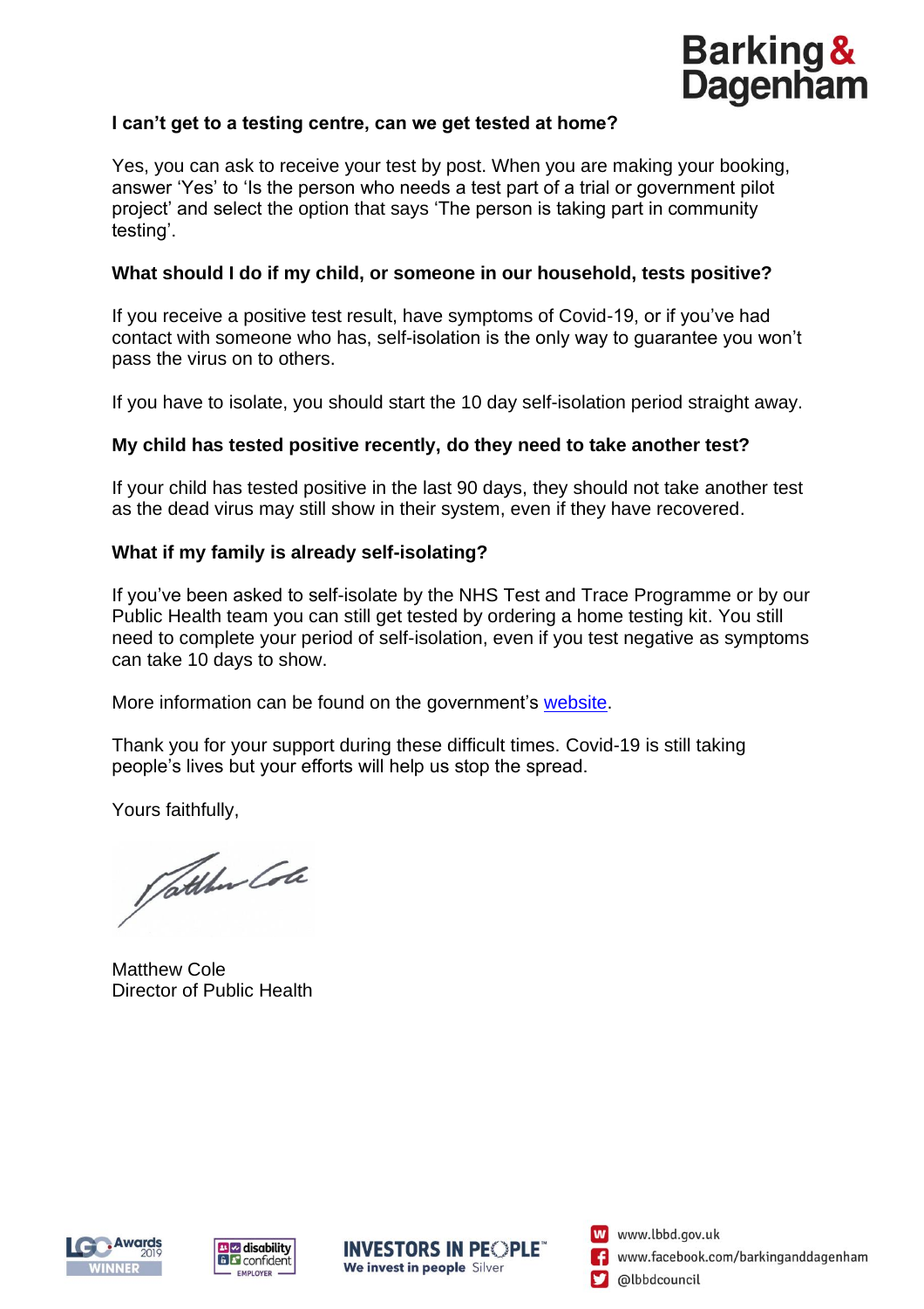**I can't get to a testing centre, can we get tested at home?**

Yes, you can ask to receive your test by post. When you are making your booking, answer 'Yes' to 'Is the person who needs a test part of a trial or government pilot project' and select the option that says 'The person is taking part in community testing'.

**What should I do if my child, or someone in our household, tests positive?**

If you receive a positive test result, have symptoms of Covid-19, or if you've had contact with someone who has, self-isolation is the only way to guarantee you won't pass the virus on to others.

If you have to isolate, you should start the 10 day self-isolation period straight away.

**My child has tested positive recently, do they need to take another test?**

If your child has tested positive in the last 90 days, they should not take another test as the dead virus may still show in their system, even if they have recovered.

**What if my family is already self-isolating?**

If you've been asked to self-isolate by the NHS Test and Trace Programme or by our Public Health team you can still get tested by ordering a home testing kit. You still need to complete your period of self-isolation, even if you test negative as symptoms can take 10 days to show.

More information can be found on the government's website.

Thank you for your support during these difficult times. Covid-19 is still taking people's lives but your efforts will help us stop the spread.

Yours faithfully,

Matthew Cole
Director of Public Health